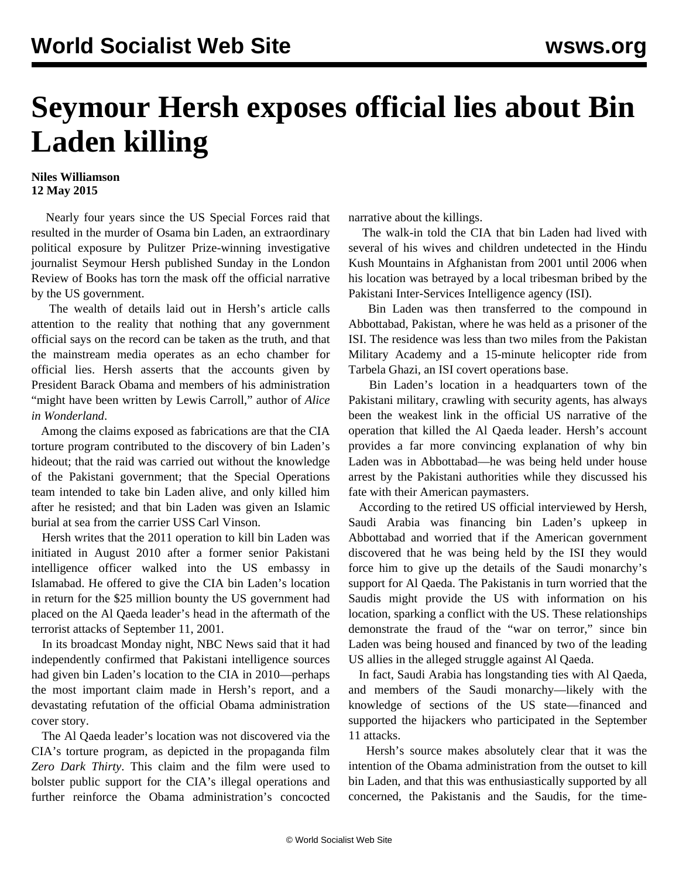# Seymour Hersh exposes official lies about Bin Laden killing

**Niles Williamson**
**12 May 2015**

Nearly four years since the US Special Forces raid that resulted in the murder of Osama bin Laden, an extraordinary political exposure by Pulitzer Prize-winning investigative journalist Seymour Hersh published Sunday in the London Review of Books has torn the mask off the official narrative by the US government.

The wealth of details laid out in Hersh's article calls attention to the reality that nothing that any government official says on the record can be taken as the truth, and that the mainstream media operates as an echo chamber for official lies. Hersh asserts that the accounts given by President Barack Obama and members of his administration "might have been written by Lewis Carroll," author of *Alice in Wonderland*.

Among the claims exposed as fabrications are that the CIA torture program contributed to the discovery of bin Laden's hideout; that the raid was carried out without the knowledge of the Pakistani government; that the Special Operations team intended to take bin Laden alive, and only killed him after he resisted; and that bin Laden was given an Islamic burial at sea from the carrier USS Carl Vinson.

Hersh writes that the 2011 operation to kill bin Laden was initiated in August 2010 after a former senior Pakistani intelligence officer walked into the US embassy in Islamabad. He offered to give the CIA bin Laden's location in return for the $25 million bounty the US government had placed on the Al Qaeda leader's head in the aftermath of the terrorist attacks of September 11, 2001.

In its broadcast Monday night, NBC News said that it had independently confirmed that Pakistani intelligence sources had given bin Laden's location to the CIA in 2010—perhaps the most important claim made in Hersh's report, and a devastating refutation of the official Obama administration cover story.

The Al Qaeda leader's location was not discovered via the CIA's torture program, as depicted in the propaganda film *Zero Dark Thirty*. This claim and the film were used to bolster public support for the CIA's illegal operations and further reinforce the Obama administration's concocted narrative about the killings.

The walk-in told the CIA that bin Laden had lived with several of his wives and children undetected in the Hindu Kush Mountains in Afghanistan from 2001 until 2006 when his location was betrayed by a local tribesman bribed by the Pakistani Inter-Services Intelligence agency (ISI).

Bin Laden was then transferred to the compound in Abbottabad, Pakistan, where he was held as a prisoner of the ISI. The residence was less than two miles from the Pakistan Military Academy and a 15-minute helicopter ride from Tarbela Ghazi, an ISI covert operations base.

Bin Laden's location in a headquarters town of the Pakistani military, crawling with security agents, has always been the weakest link in the official US narrative of the operation that killed the Al Qaeda leader. Hersh's account provides a far more convincing explanation of why bin Laden was in Abbottabad—he was being held under house arrest by the Pakistani authorities while they discussed his fate with their American paymasters.

According to the retired US official interviewed by Hersh, Saudi Arabia was financing bin Laden's upkeep in Abbottabad and worried that if the American government discovered that he was being held by the ISI they would force him to give up the details of the Saudi monarchy's support for Al Qaeda. The Pakistanis in turn worried that the Saudis might provide the US with information on his location, sparking a conflict with the US. These relationships demonstrate the fraud of the "war on terror," since bin Laden was being housed and financed by two of the leading US allies in the alleged struggle against Al Qaeda.

In fact, Saudi Arabia has longstanding ties with Al Qaeda, and members of the Saudi monarchy—likely with the knowledge of sections of the US state—financed and supported the hijackers who participated in the September 11 attacks.

Hersh's source makes absolutely clear that it was the intention of the Obama administration from the outset to kill bin Laden, and that this was enthusiastically supported by all concerned, the Pakistanis and the Saudis, for the time-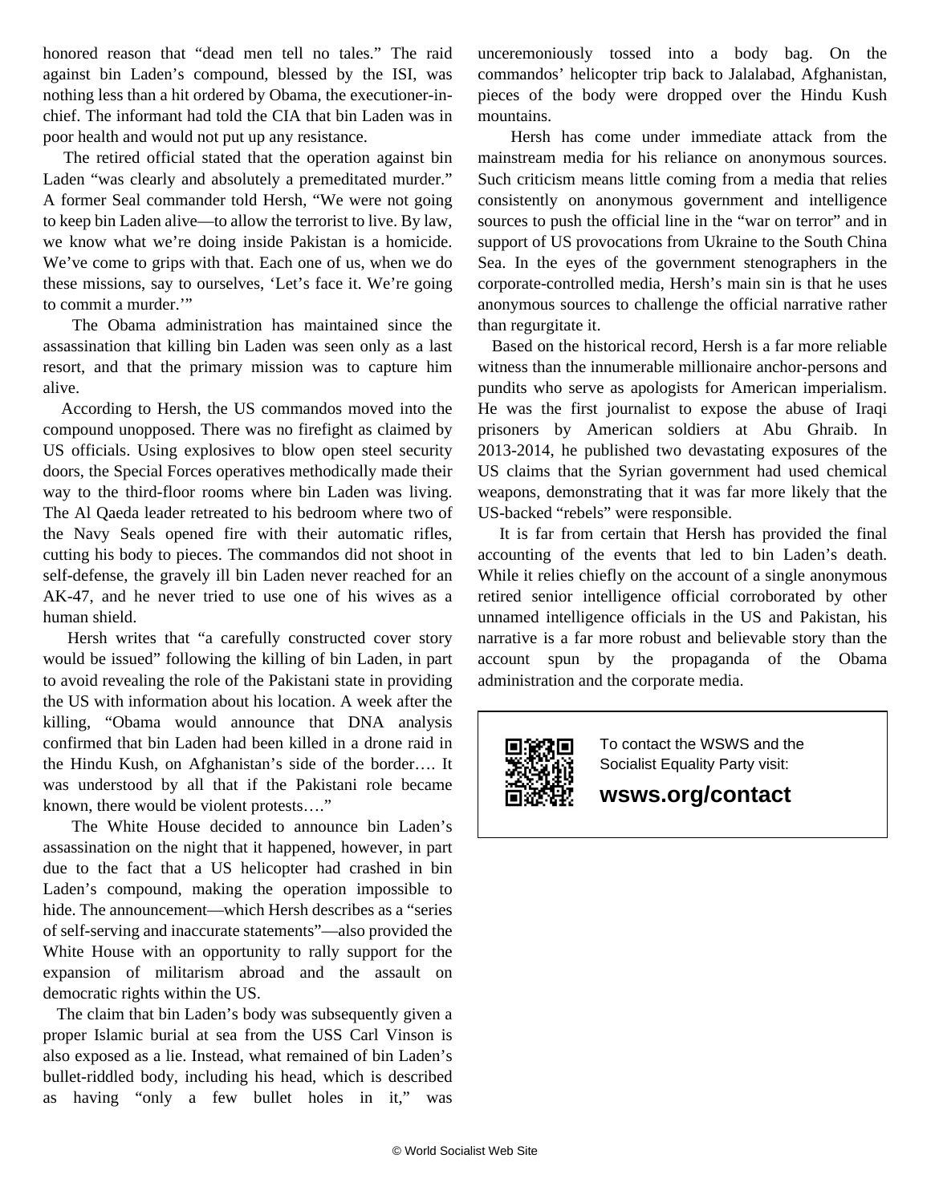honored reason that "dead men tell no tales." The raid against bin Laden's compound, blessed by the ISI, was nothing less than a hit ordered by Obama, the executioner-in-chief. The informant had told the CIA that bin Laden was in poor health and would not put up any resistance.

The retired official stated that the operation against bin Laden "was clearly and absolutely a premeditated murder." A former Seal commander told Hersh, "We were not going to keep bin Laden alive—to allow the terrorist to live. By law, we know what we're doing inside Pakistan is a homicide. We've come to grips with that. Each one of us, when we do these missions, say to ourselves, 'Let's face it. We're going to commit a murder.'"

The Obama administration has maintained since the assassination that killing bin Laden was seen only as a last resort, and that the primary mission was to capture him alive.

According to Hersh, the US commandos moved into the compound unopposed. There was no firefight as claimed by US officials. Using explosives to blow open steel security doors, the Special Forces operatives methodically made their way to the third-floor rooms where bin Laden was living. The Al Qaeda leader retreated to his bedroom where two of the Navy Seals opened fire with their automatic rifles, cutting his body to pieces. The commandos did not shoot in self-defense, the gravely ill bin Laden never reached for an AK-47, and he never tried to use one of his wives as a human shield.

Hersh writes that "a carefully constructed cover story would be issued" following the killing of bin Laden, in part to avoid revealing the role of the Pakistani state in providing the US with information about his location. A week after the killing, "Obama would announce that DNA analysis confirmed that bin Laden had been killed in a drone raid in the Hindu Kush, on Afghanistan's side of the border…. It was understood by all that if the Pakistani role became known, there would be violent protests…."

The White House decided to announce bin Laden's assassination on the night that it happened, however, in part due to the fact that a US helicopter had crashed in bin Laden's compound, making the operation impossible to hide. The announcement—which Hersh describes as a "series of self-serving and inaccurate statements"—also provided the White House with an opportunity to rally support for the expansion of militarism abroad and the assault on democratic rights within the US.

The claim that bin Laden's body was subsequently given a proper Islamic burial at sea from the USS Carl Vinson is also exposed as a lie. Instead, what remained of bin Laden's bullet-riddled body, including his head, which is described as having "only a few bullet holes in it," was unceremoniously tossed into a body bag. On the commandos' helicopter trip back to Jalalabad, Afghanistan, pieces of the body were dropped over the Hindu Kush mountains.

Hersh has come under immediate attack from the mainstream media for his reliance on anonymous sources. Such criticism means little coming from a media that relies consistently on anonymous government and intelligence sources to push the official line in the "war on terror" and in support of US provocations from Ukraine to the South China Sea. In the eyes of the government stenographers in the corporate-controlled media, Hersh's main sin is that he uses anonymous sources to challenge the official narrative rather than regurgitate it.

Based on the historical record, Hersh is a far more reliable witness than the innumerable millionaire anchor-persons and pundits who serve as apologists for American imperialism. He was the first journalist to expose the abuse of Iraqi prisoners by American soldiers at Abu Ghraib. In 2013-2014, he published two devastating exposures of the US claims that the Syrian government had used chemical weapons, demonstrating that it was far more likely that the US-backed "rebels" were responsible.

It is far from certain that Hersh has provided the final accounting of the events that led to bin Laden's death. While it relies chiefly on the account of a single anonymous retired senior intelligence official corroborated by other unnamed intelligence officials in the US and Pakistan, his narrative is a far more robust and believable story than the account spun by the propaganda of the Obama administration and the corporate media.

To contact the WSWS and the Socialist Equality Party visit:

**wsws.org/contact**